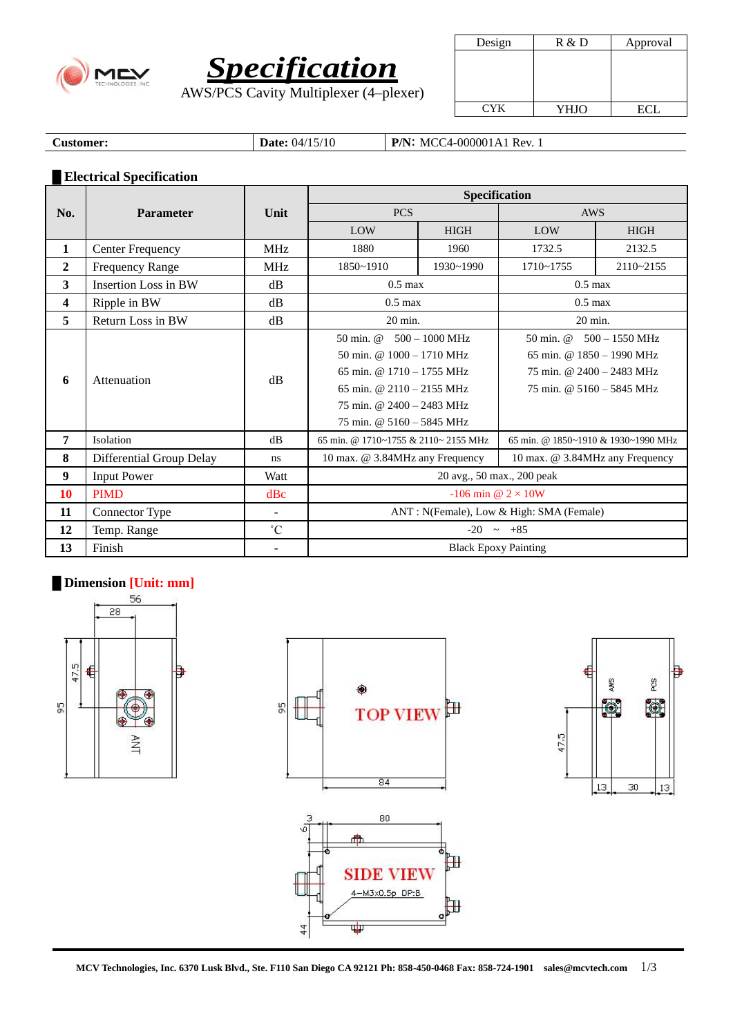# Specification

AWS/PCS Cavity Multiplexer (4–plexer)

| Design | R & D | Approval |
|---|---|---|
| | | |
| CYK | YHJO | ECL |

**Customer:** | **Date:** 04/15/10 | **P/N:** MCC4-000001A1 Rev. 1

## Electrical Specification

| No. | Parameter | Unit | Specification | | | |
|---|---|---|---|---|---|---|
| | | | PCS | | AWS | |
| | | | LOW | HIGH | LOW | HIGH |
| 1 | Center Frequency | MHz | 1880 | 1960 | 1732.5 | 2132.5 |
| 2 | Frequency Range | MHz | 1850~1910 | 1930~1990 | 1710~1755 | 2110~2155 |
| 3 | Insertion Loss in BW | dB | 0.5 max | | 0.5 max | |
| 4 | Ripple in BW | dB | 0.5 max | | 0.5 max | |
| 5 | Return Loss in BW | dB | 20 min. | | 20 min. | |
| 6 | Attenuation | dB | 50 min. @ 500 – 1000 MHz<br>50 min. @ 1000 – 1710 MHz<br>65 min. @ 1710 – 1755 MHz<br>65 min. @ 2110 – 2155 MHz<br>75 min. @ 2400 – 2483 MHz<br>75 min. @ 5160 – 5845 MHz | | 50 min. @ 500 – 1550 MHz<br>65 min. @ 1850 – 1990 MHz<br>75 min. @ 2400 – 2483 MHz<br>75 min. @ 5160 – 5845 MHz | |
| 7 | Isolation | dB | 65 min. @ 1710~1755 & 2110~ 2155 MHz | | 65 min. @ 1850~1910 & 1930~1990 MHz | |
| 8 | Differential Group Delay | ns | 10 max. @ 3.84MHz any Frequency | | 10 max. @ 3.84MHz any Frequency | |
| 9 | Input Power | Watt | 20 avg., 50 max., 200 peak | | | |
| 10 | PIMD | dBc | -106 min @ 2 × 10W | | | |
| 11 | Connector Type | - | ANT : N(Female), Low & High: SMA (Female) | | | |
| 12 | Temp. Range | ˚C | -20 ~ +85 | | | |
| 13 | Finish | - | Black Epoxy Painting | | | |

## Dimension [Unit: mm]

MCV Technologies, Inc. 6370 Lusk Blvd., Ste. F110 San Diego CA 92121 Ph: 858-450-0468 Fax: 858-724-1901 sales@mcvtech.com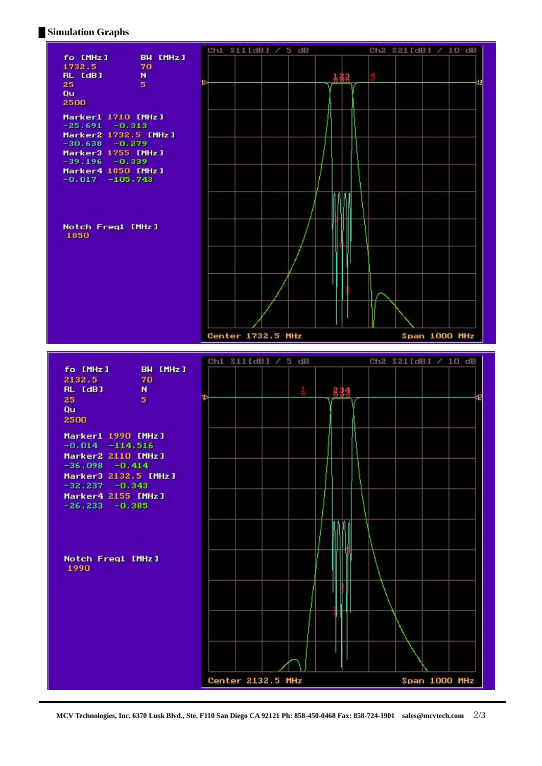## Simulation Graphs

fo [MHz] 1732.5 BW [MHz] 70
RL [dB] 25 N 5
Qu 2500

Marker1 1710 [MHz]
-25.691 -0.313
Marker2 1732.5 [MHz]
-30.638 -0.279
Marker3 1755 [MHz]
-39.196 -0.339
Marker4 1850 [MHz]
-0.017 -105.743

Notch Freq1 [MHz]
1850

Ch1 S11[dB] / 5 dB Ch2 S21[dB] / 10 dB

Center 1732.5 MHz Span 1000 MHz

fo [MHz] 2132.5 BW [MHz] 70
RL [dB] 25 N 5
Qu 2500

Marker1 1990 [MHz]
-0.014 -114.516
Marker2 2110 [MHz]
-36.098 -0.414
Marker3 2132.5 [MHz]
-32.237 -0.343
Marker4 2155 [MHz]
-26.233 -0.385

Notch Freq1 [MHz]
1990

Ch1 S11[dB] / 5 dB Ch2 S21[dB] / 10 dB

Center 2132.5 MHz Span 1000 MHz

**MCV Technologies, Inc. 6370 Lusk Blvd., Ste. F110 San Diego CA 92121 Ph: 858-450-0468 Fax: 858-724-1901 sales@mcvtech.com**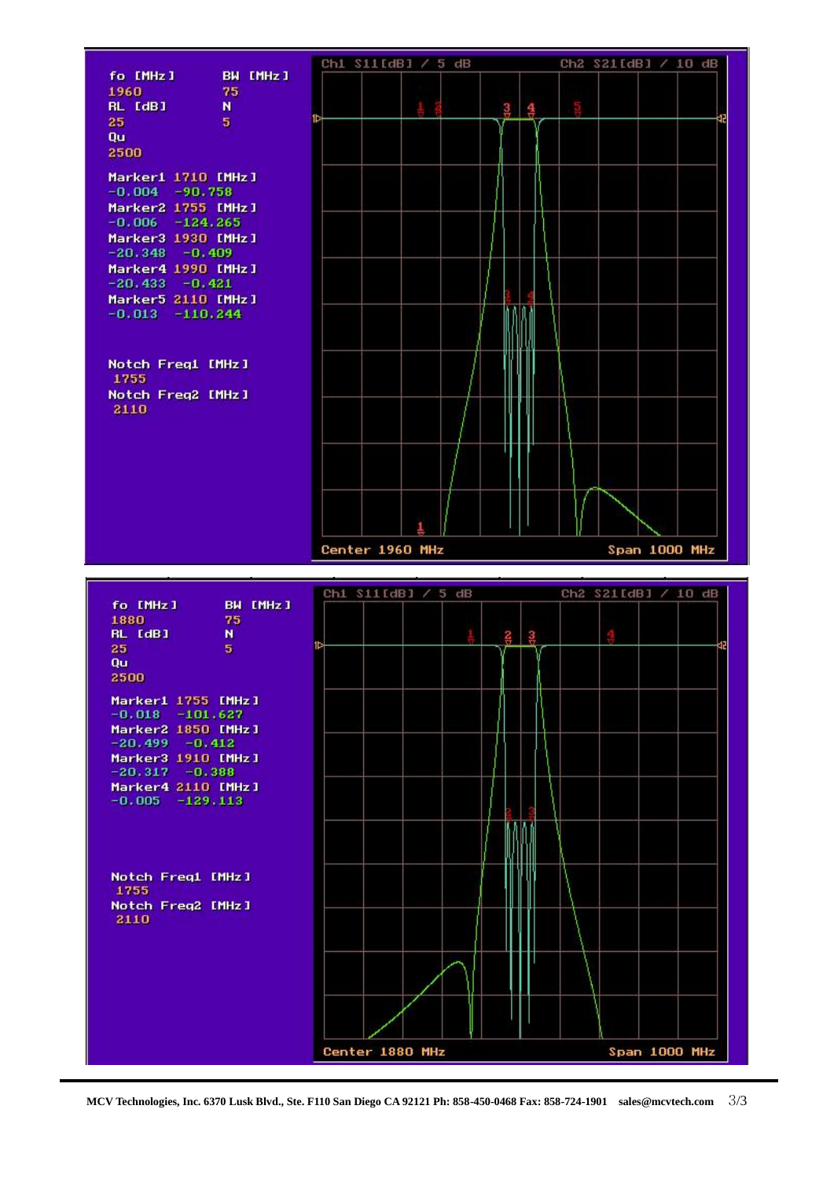fo [MHz] 1960
BW [MHz] 75
RL [dB] 25
N 5
Qu 2500

Marker1 1710 [MHz]
-0.004 -90.758
Marker2 1755 [MHz]
-0.006 -124.265
Marker3 1930 [MHz]
-20.348 -0.409
Marker4 1990 [MHz]
-20.433 -0.421
Marker5 2110 [MHz]
-0.013 -110.244

Notch Freq1 [MHz]
1755
Notch Freq2 [MHz]
2110

Ch1 S11[dB] / 5 dB
Ch2 S21[dB] / 10 dB
Center 1960 MHz
Span 1000 MHz

fo [MHz] 1880
BW [MHz] 75
RL [dB] 25
N 5
Qu 2500

Marker1 1755 [MHz]
-0.018 -101.627
Marker2 1850 [MHz]
-20.499 -0.412
Marker3 1910 [MHz]
-20.317 -0.388
Marker4 2110 [MHz]
-0.005 -129.113

Notch Freq1 [MHz]
1755
Notch Freq2 [MHz]
2110

Ch1 S11[dB] / 5 dB
Ch2 S21[dB] / 10 dB
Center 1880 MHz
Span 1000 MHz

MCV Technologies, Inc. 6370 Lusk Blvd., Ste. F110 San Diego CA 92121 Ph: 858-450-0468 Fax: 858-724-1901 sales@mcvtech.com